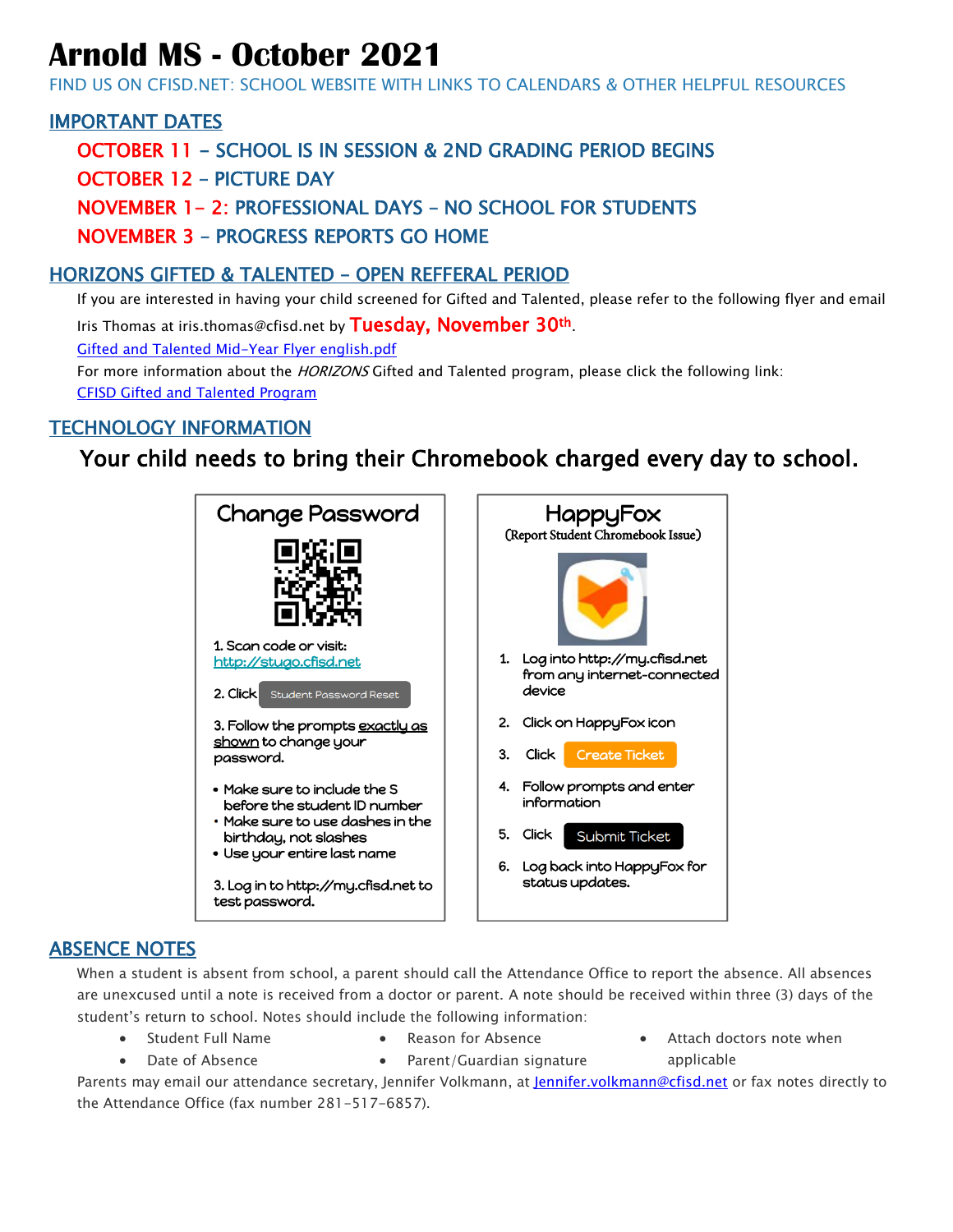# Arnold MS - October 2021

FIND US ON CFISD.NET: SCHOOL WEBSITE WITH LINKS TO CALENDARS & OTHER HELPFUL RESOURCES

## IMPORTANT DATES

- OCTOBER 11 – SCHOOL IS IN SESSION & 2ND GRADING PERIOD BEGINS
- OCTOBER 12 – PICTURE DAY
- NOVEMBER 1– 2: PROFESSIONAL DAYS – NO SCHOOL FOR STUDENTS
- NOVEMBER 3 – PROGRESS REPORTS GO HOME

## HORIZONS GIFTED & TALENTED – OPEN REFFERAL PERIOD

If you are interested in having your child screened for Gifted and Talented, please refer to the following flyer and email Iris Thomas at iris.thomas@cfisd.net by **Tuesday, November 30th**.

Gifted and Talented Mid-Year Flyer english.pdf

For more information about the *HORIZONS* Gifted and Talented program, please click the following link:

CFISD Gifted and Talented Program

## TECHNOLOGY INFORMATION

### Your child needs to bring their Chromebook charged every day to school.

**Change Password**

1. Scan code or visit: http://stugo.cfisd.net
2. Click Student Password Reset
3. Follow the prompts exactly as shown to change your password.
   - Make sure to include the S before the student ID number
   - Make sure to use dashes in the birthday, not slashes
   - Use your entire last name
3. Log in to http://my.cfisd.net to test password.

**HappyFox**

(Report Student Chromebook Issue)

1. Log into http://my.cfisd.net from any internet-connected device
2. Click on HappyFox icon
3. Click Create Ticket
4. Follow prompts and enter information
5. Click Submit Ticket
6. Log back into HappyFox for status updates.

## ABSENCE NOTES

When a student is absent from school, a parent should call the Attendance Office to report the absence. All absences are unexcused until a note is received from a doctor or parent. A note should be received within three (3) days of the student's return to school. Notes should include the following information:

- Student Full Name
- Date of Absence
- Reason for Absence
- Parent/Guardian signature
- Attach doctors note when applicable

Parents may email our attendance secretary, Jennifer Volkmann, at Jennifer.volkmann@cfisd.net or fax notes directly to the Attendance Office (fax number 281-517-6857).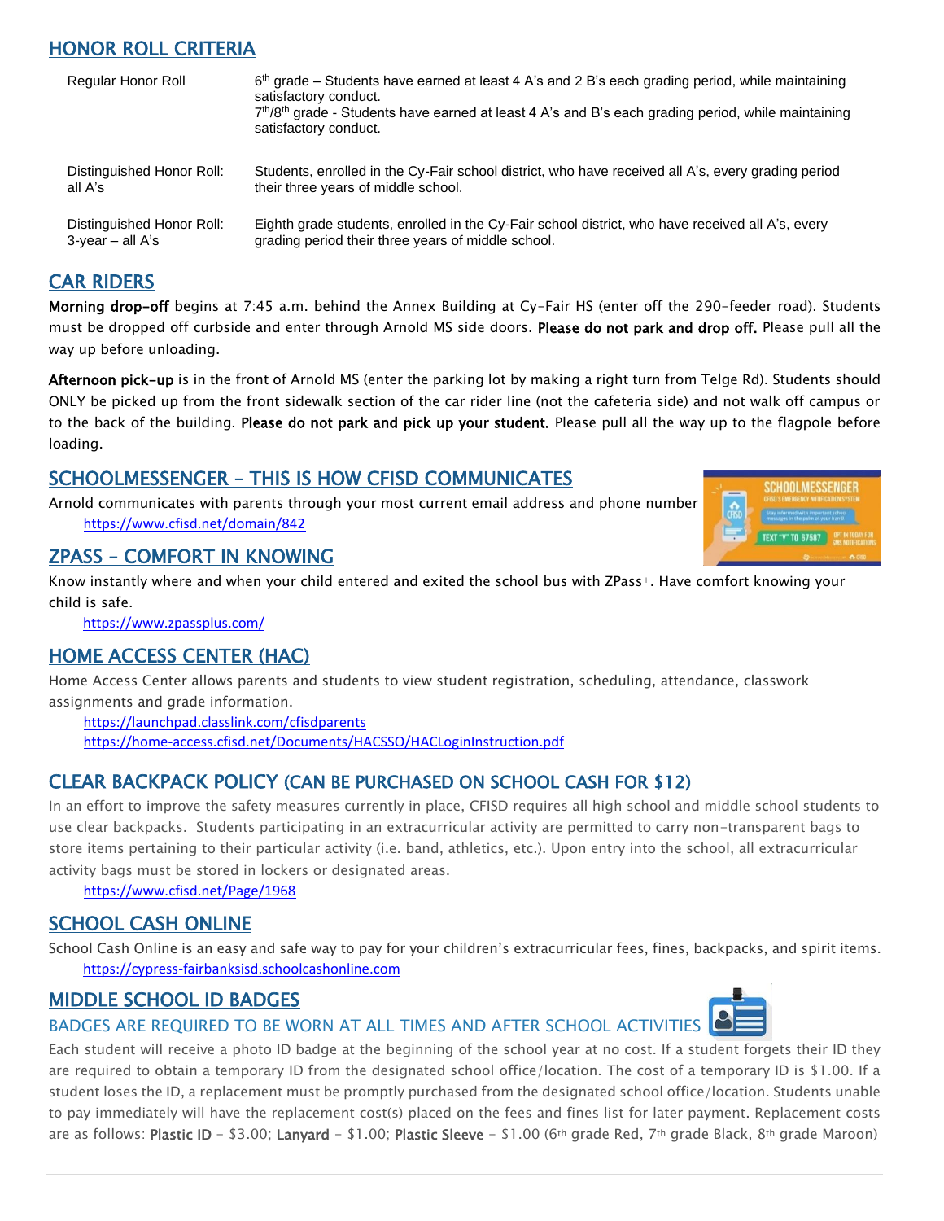## HONOR ROLL CRITERIA

| | |
|---|---|
| Regular Honor Roll | 6th grade – Students have earned at least 4 A's and 2 B's each grading period, while maintaining satisfactory conduct.<br>7th/8th grade - Students have earned at least 4 A's and B's each grading period, while maintaining satisfactory conduct. |
| Distinguished Honor Roll: all A's | Students, enrolled in the Cy-Fair school district, who have received all A's, every grading period their three years of middle school. |
| Distinguished Honor Roll: 3-year – all A's | Eighth grade students, enrolled in the Cy-Fair school district, who have received all A's, every grading period their three years of middle school. |

## CAR RIDERS

**Morning drop-off** begins at 7:45 a.m. behind the Annex Building at Cy-Fair HS (enter off the 290-feeder road). Students must be dropped off curbside and enter through Arnold MS side doors. **Please do not park and drop off.** Please pull all the way up before unloading.

**Afternoon pick-up** is in the front of Arnold MS (enter the parking lot by making a right turn from Telge Rd). Students should ONLY be picked up from the front sidewalk section of the car rider line (not the cafeteria side) and not walk off campus or to the back of the building. **Please do not park and pick up your student.** Please pull all the way up to the flagpole before loading.

## SCHOOLMESSENGER – THIS IS HOW CFISD COMMUNICATES

Arnold communicates with parents through your most current email address and phone number
https://www.cfisd.net/domain/842

## ZPASS – COMFORT IN KNOWING

Know instantly where and when your child entered and exited the school bus with ZPass+. Have comfort knowing your child is safe.
https://www.zpassplus.com/

## HOME ACCESS CENTER (HAC)

Home Access Center allows parents and students to view student registration, scheduling, attendance, classwork assignments and grade information.
https://launchpad.classlink.com/cfisdparents
https://home-access.cfisd.net/Documents/HACSSO/HACLoginInstruction.pdf

## CLEAR BACKPACK POLICY (CAN BE PURCHASED ON SCHOOL CASH FOR $12)

In an effort to improve the safety measures currently in place, CFISD requires all high school and middle school students to use clear backpacks. Students participating in an extracurricular activity are permitted to carry non-transparent bags to store items pertaining to their particular activity (i.e. band, athletics, etc.). Upon entry into the school, all extracurricular activity bags must be stored in lockers or designated areas.
https://www.cfisd.net/Page/1968

## SCHOOL CASH ONLINE

School Cash Online is an easy and safe way to pay for your children's extracurricular fees, fines, backpacks, and spirit items.
https://cypress-fairbanksisd.schoolcashonline.com

## MIDDLE SCHOOL ID BADGES

### BADGES ARE REQUIRED TO BE WORN AT ALL TIMES AND AFTER SCHOOL ACTIVITIES

Each student will receive a photo ID badge at the beginning of the school year at no cost. If a student forgets their ID they are required to obtain a temporary ID from the designated school office/location. The cost of a temporary ID is $1.00. If a student loses the ID, a replacement must be promptly purchased from the designated school office/location. Students unable to pay immediately will have the replacement cost(s) placed on the fees and fines list for later payment. Replacement costs are as follows: **Plastic ID** – $3.00; **Lanyard** – $1.00; **Plastic Sleeve** – $1.00 (6th grade Red, 7th grade Black, 8th grade Maroon)